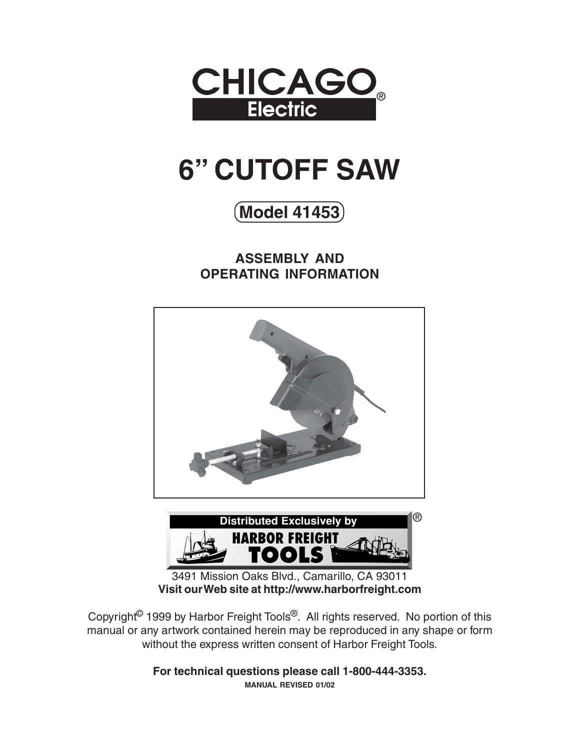# CHICAGO Electric®

# 6" CUTOFF SAW

## Model 41453

### ASSEMBLY AND OPERATING INFORMATION

Distributed Exclusively by HARBOR FREIGHT TOOLS®

3491 Mission Oaks Blvd., Camarillo, CA 93011

**Visit our Web site at http://www.harborfreight.com**

Copyright© 1999 by Harbor Freight Tools®. All rights reserved. No portion of this manual or any artwork contained herein may be reproduced in any shape or form without the express written consent of Harbor Freight Tools.

**For technical questions please call 1-800-444-3353.**

**MANUAL REVISED 01/02**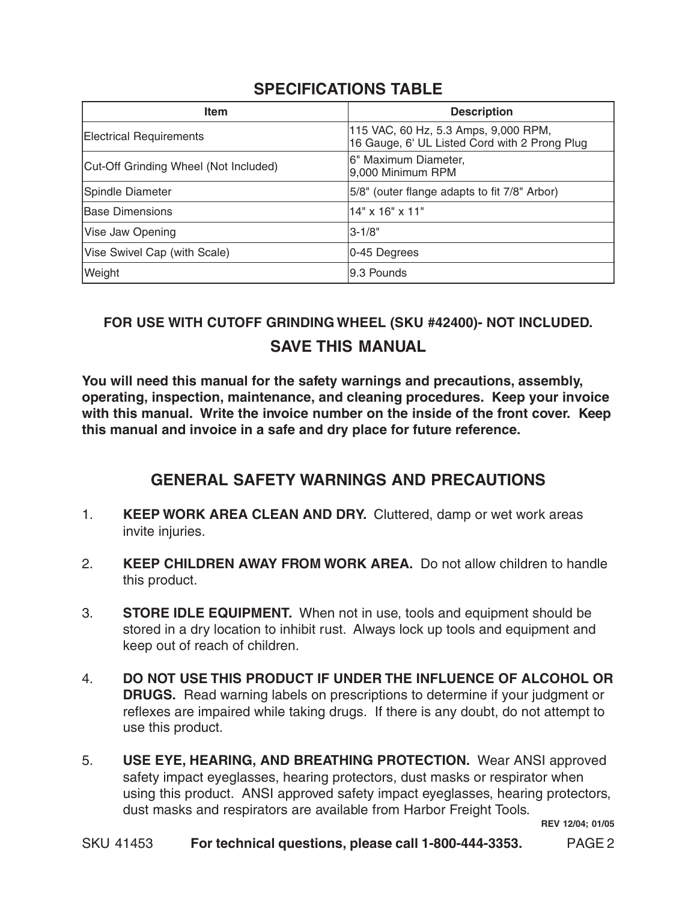## SPECIFICATIONS TABLE

| Item | Description |
|---|---|
| Electrical Requirements | 115 VAC, 60 Hz, 5.3 Amps, 9,000 RPM, 16 Gauge, 6' UL Listed Cord with 2 Prong Plug |
| Cut-Off Grinding Wheel (Not Included) | 6" Maximum Diameter, 9,000 Minimum RPM |
| Spindle Diameter | 5/8" (outer flange adapts to fit 7/8" Arbor) |
| Base Dimensions | 14" x 16" x 11" |
| Vise Jaw Opening | 3-1/8" |
| Vise Swivel Cap (with Scale) | 0-45 Degrees |
| Weight | 9.3 Pounds |

**FOR USE WITH CUTOFF GRINDING WHEEL (SKU #42400)- NOT INCLUDED.**

## SAVE THIS MANUAL

**You will need this manual for the safety warnings and precautions, assembly, operating, inspection, maintenance, and cleaning procedures. Keep your invoice with this manual. Write the invoice number on the inside of the front cover. Keep this manual and invoice in a safe and dry place for future reference.**

## GENERAL SAFETY WARNINGS AND PRECAUTIONS

1. **KEEP WORK AREA CLEAN AND DRY.** Cluttered, damp or wet work areas invite injuries.
2. **KEEP CHILDREN AWAY FROM WORK AREA.** Do not allow children to handle this product.
3. **STORE IDLE EQUIPMENT.** When not in use, tools and equipment should be stored in a dry location to inhibit rust. Always lock up tools and equipment and keep out of reach of children.
4. **DO NOT USE THIS PRODUCT IF UNDER THE INFLUENCE OF ALCOHOL OR DRUGS.** Read warning labels on prescriptions to determine if your judgment or reflexes are impaired while taking drugs. If there is any doubt, do not attempt to use this product.
5. **USE EYE, HEARING, AND BREATHING PROTECTION.** Wear ANSI approved safety impact eyeglasses, hearing protectors, dust masks or respirator when using this product. ANSI approved safety impact eyeglasses, hearing protectors, dust masks and respirators are available from Harbor Freight Tools.

**REV 12/04; 01/05**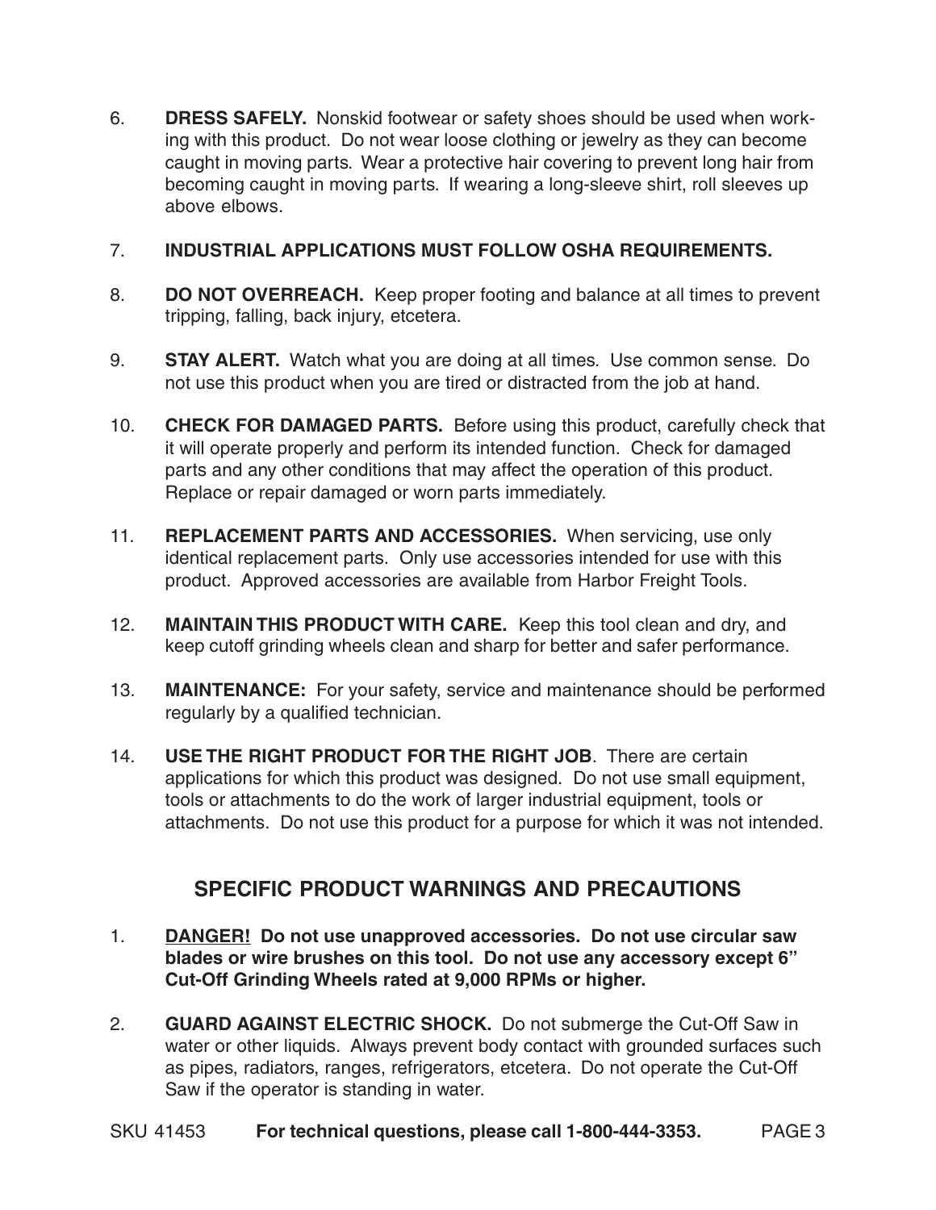6. **DRESS SAFELY.** Nonskid footwear or safety shoes should be used when working with this product. Do not wear loose clothing or jewelry as they can become caught in moving parts. Wear a protective hair covering to prevent long hair from becoming caught in moving parts. If wearing a long-sleeve shirt, roll sleeves up above elbows.

7. **INDUSTRIAL APPLICATIONS MUST FOLLOW OSHA REQUIREMENTS.**

8. **DO NOT OVERREACH.** Keep proper footing and balance at all times to prevent tripping, falling, back injury, etcetera.

9. **STAY ALERT.** Watch what you are doing at all times. Use common sense. Do not use this product when you are tired or distracted from the job at hand.

10. **CHECK FOR DAMAGED PARTS.** Before using this product, carefully check that it will operate properly and perform its intended function. Check for damaged parts and any other conditions that may affect the operation of this product. Replace or repair damaged or worn parts immediately.

11. **REPLACEMENT PARTS AND ACCESSORIES.** When servicing, use only identical replacement parts. Only use accessories intended for use with this product. Approved accessories are available from Harbor Freight Tools.

12. **MAINTAIN THIS PRODUCT WITH CARE.** Keep this tool clean and dry, and keep cutoff grinding wheels clean and sharp for better and safer performance.

13. **MAINTENANCE:** For your safety, service and maintenance should be performed regularly by a qualified technician.

14. **USE THE RIGHT PRODUCT FOR THE RIGHT JOB**. There are certain applications for which this product was designed. Do not use small equipment, tools or attachments to do the work of larger industrial equipment, tools or attachments. Do not use this product for a purpose for which it was not intended.

## SPECIFIC PRODUCT WARNINGS AND PRECAUTIONS

1. **DANGER! Do not use unapproved accessories. Do not use circular saw blades or wire brushes on this tool. Do not use any accessory except 6" Cut-Off Grinding Wheels rated at 9,000 RPMs or higher.**

2. **GUARD AGAINST ELECTRIC SHOCK.** Do not submerge the Cut-Off Saw in water or other liquids. Always prevent body contact with grounded surfaces such as pipes, radiators, ranges, refrigerators, etcetera. Do not operate the Cut-Off Saw if the operator is standing in water.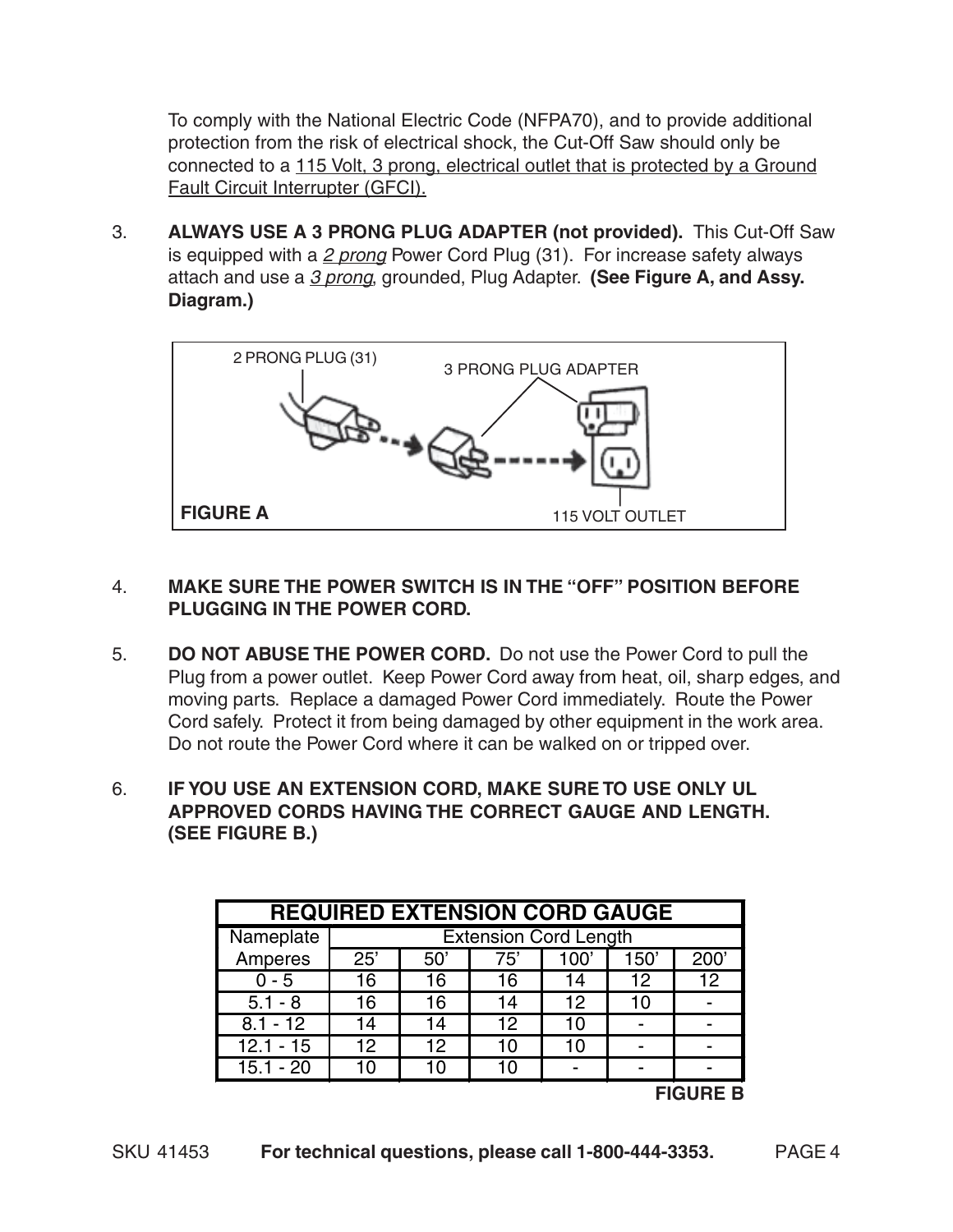To comply with the National Electric Code (NFPA70), and to provide additional protection from the risk of electrical shock, the Cut-Off Saw should only be connected to a 115 Volt, 3 prong, electrical outlet that is protected by a Ground Fault Circuit Interrupter (GFCI).

3. **ALWAYS USE A 3 PRONG PLUG ADAPTER (not provided).** This Cut-Off Saw is equipped with a *2 prong* Power Cord Plug (31). For increase safety always attach and use a *3 prong*, grounded, Plug Adapter. **(See Figure A, and Assy. Diagram.)**

2 PRONG PLUG (31)

3 PRONG PLUG ADAPTER

115 VOLT OUTLET

**FIGURE A**

4. **MAKE SURE THE POWER SWITCH IS IN THE "OFF" POSITION BEFORE PLUGGING IN THE POWER CORD.**

5. **DO NOT ABUSE THE POWER CORD.** Do not use the Power Cord to pull the Plug from a power outlet. Keep Power Cord away from heat, oil, sharp edges, and moving parts. Replace a damaged Power Cord immediately. Route the Power Cord safely. Protect it from being damaged by other equipment in the work area. Do not route the Power Cord where it can be walked on or tripped over.

6. **IF YOU USE AN EXTENSION CORD, MAKE SURE TO USE ONLY UL APPROVED CORDS HAVING THE CORRECT GAUGE AND LENGTH. (SEE FIGURE B.)**

**REQUIRED EXTENSION CORD GAUGE**

| Nameplate Amperes | Extension Cord Length | | | | | |
|---|---|---|---|---|---|---|
| | 25' | 50' | 75' | 100' | 150' | 200' |
| 0 - 5 | 16 | 16 | 16 | 14 | 12 | 12 |
| 5.1 - 8 | 16 | 16 | 14 | 12 | 10 | - |
| 8.1 - 12 | 14 | 14 | 12 | 10 | - | - |
| 12.1 - 15 | 12 | 12 | 10 | 10 | - | - |
| 15.1 - 20 | 10 | 10 | 10 | - | - | - |

**FIGURE B**

SKU 41453 **For technical questions, please call 1-800-444-3353.**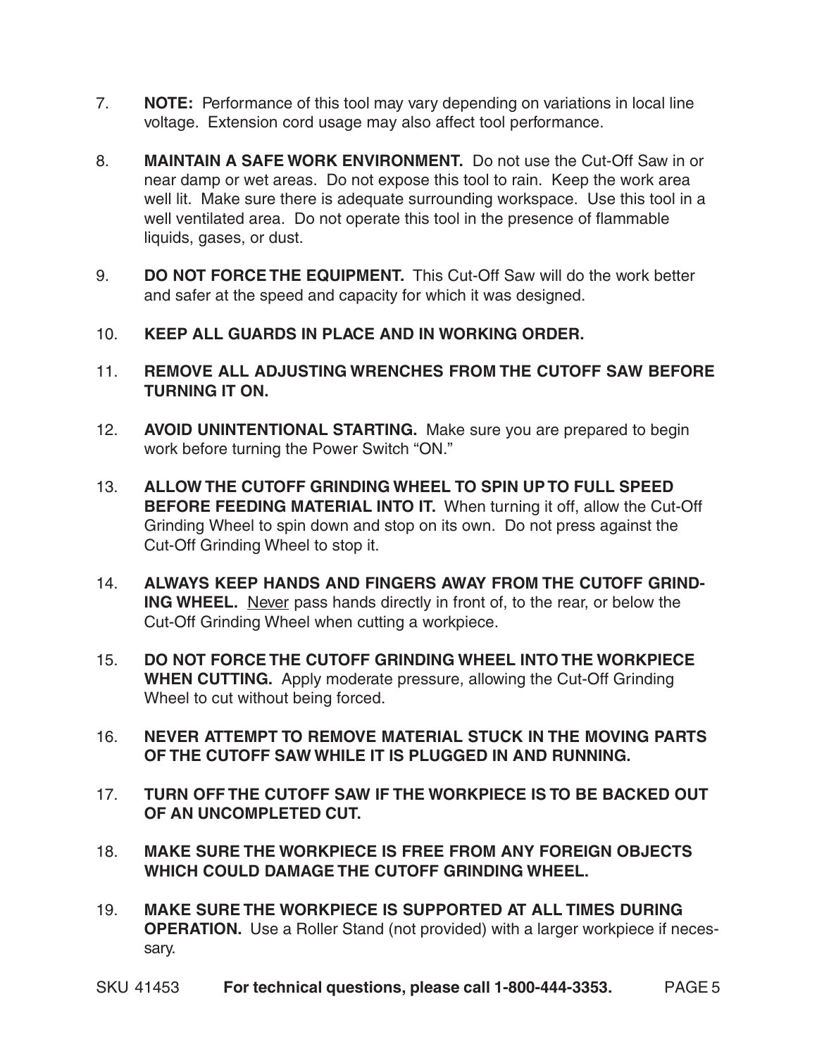7. **NOTE:** Performance of this tool may vary depending on variations in local line voltage. Extension cord usage may also affect tool performance.

8. **MAINTAIN A SAFE WORK ENVIRONMENT.** Do not use the Cut-Off Saw in or near damp or wet areas. Do not expose this tool to rain. Keep the work area well lit. Make sure there is adequate surrounding workspace. Use this tool in a well ventilated area. Do not operate this tool in the presence of flammable liquids, gases, or dust.

9. **DO NOT FORCE THE EQUIPMENT.** This Cut-Off Saw will do the work better and safer at the speed and capacity for which it was designed.

10. **KEEP ALL GUARDS IN PLACE AND IN WORKING ORDER.**

11. **REMOVE ALL ADJUSTING WRENCHES FROM THE CUTOFF SAW BEFORE TURNING IT ON.**

12. **AVOID UNINTENTIONAL STARTING.** Make sure you are prepared to begin work before turning the Power Switch "ON."

13. **ALLOW THE CUTOFF GRINDING WHEEL TO SPIN UP TO FULL SPEED BEFORE FEEDING MATERIAL INTO IT.** When turning it off, allow the Cut-Off Grinding Wheel to spin down and stop on its own. Do not press against the Cut-Off Grinding Wheel to stop it.

14. **ALWAYS KEEP HANDS AND FINGERS AWAY FROM THE CUTOFF GRINDING WHEEL.** Never pass hands directly in front of, to the rear, or below the Cut-Off Grinding Wheel when cutting a workpiece.

15. **DO NOT FORCE THE CUTOFF GRINDING WHEEL INTO THE WORKPIECE WHEN CUTTING.** Apply moderate pressure, allowing the Cut-Off Grinding Wheel to cut without being forced.

16. **NEVER ATTEMPT TO REMOVE MATERIAL STUCK IN THE MOVING PARTS OF THE CUTOFF SAW WHILE IT IS PLUGGED IN AND RUNNING.**

17. **TURN OFF THE CUTOFF SAW IF THE WORKPIECE IS TO BE BACKED OUT OF AN UNCOMPLETED CUT.**

18. **MAKE SURE THE WORKPIECE IS FREE FROM ANY FOREIGN OBJECTS WHICH COULD DAMAGE THE CUTOFF GRINDING WHEEL.**

19. **MAKE SURE THE WORKPIECE IS SUPPORTED AT ALL TIMES DURING OPERATION.** Use a Roller Stand (not provided) with a larger workpiece if necessary.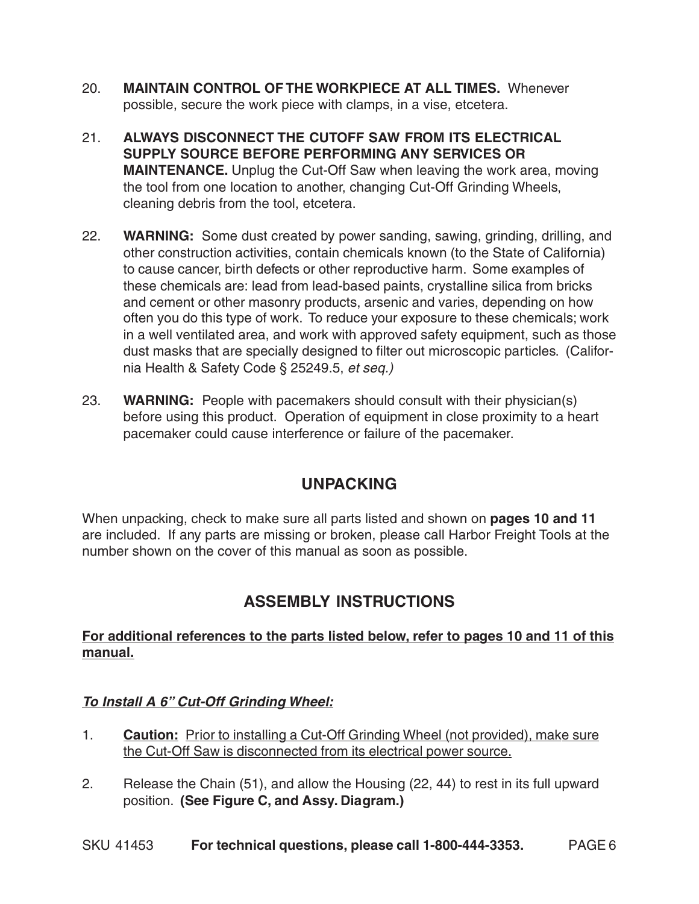20. **MAINTAIN CONTROL OF THE WORKPIECE AT ALL TIMES.** Whenever possible, secure the work piece with clamps, in a vise, etcetera.

21. **ALWAYS DISCONNECT THE CUTOFF SAW FROM ITS ELECTRICAL SUPPLY SOURCE BEFORE PERFORMING ANY SERVICES OR MAINTENANCE.** Unplug the Cut-Off Saw when leaving the work area, moving the tool from one location to another, changing Cut-Off Grinding Wheels, cleaning debris from the tool, etcetera.

22. **WARNING:** Some dust created by power sanding, sawing, grinding, drilling, and other construction activities, contain chemicals known (to the State of California) to cause cancer, birth defects or other reproductive harm. Some examples of these chemicals are: lead from lead-based paints, crystalline silica from bricks and cement or other masonry products, arsenic and varies, depending on how often you do this type of work. To reduce your exposure to these chemicals; work in a well ventilated area, and work with approved safety equipment, such as those dust masks that are specially designed to filter out microscopic particles. (California Health & Safety Code § 25249.5, *et seq.)*

23. **WARNING:** People with pacemakers should consult with their physician(s) before using this product. Operation of equipment in close proximity to a heart pacemaker could cause interference or failure of the pacemaker.

## UNPACKING

When unpacking, check to make sure all parts listed and shown on **pages 10 and 11** are included. If any parts are missing or broken, please call Harbor Freight Tools at the number shown on the cover of this manual as soon as possible.

## ASSEMBLY INSTRUCTIONS

**For additional references to the parts listed below, refer to pages 10 and 11 of this manual.**

***To Install A 6" Cut-Off Grinding Wheel:***

1. **Caution:** Prior to installing a Cut-Off Grinding Wheel (not provided), make sure the Cut-Off Saw is disconnected from its electrical power source.

2. Release the Chain (51), and allow the Housing (22, 44) to rest in its full upward position. **(See Figure C, and Assy. Diagram.)**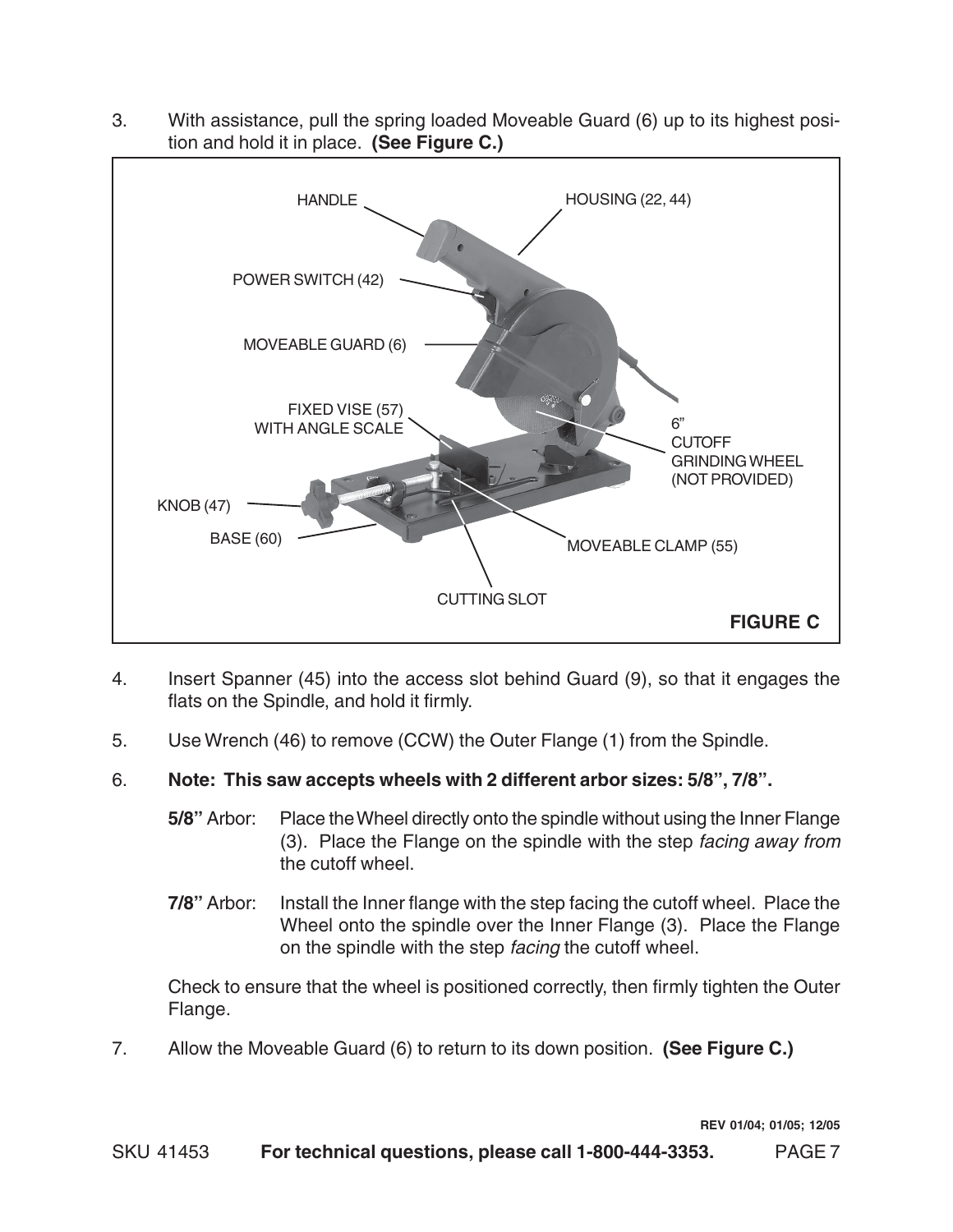3. With assistance, pull the spring loaded Moveable Guard (6) up to its highest position and hold it in place. **(See Figure C.)**

HANDLE

HOUSING (22, 44)

POWER SWITCH (42)

MOVEABLE GUARD (6)

FIXED VISE (57) WITH ANGLE SCALE

6" CUTOFF GRINDING WHEEL (NOT PROVIDED)

KNOB (47)

BASE (60)

MOVEABLE CLAMP (55)

CUTTING SLOT

**FIGURE C**

4. Insert Spanner (45) into the access slot behind Guard (9), so that it engages the flats on the Spindle, and hold it firmly.

5. Use Wrench (46) to remove (CCW) the Outer Flange (1) from the Spindle.

6. **Note: This saw accepts wheels with 2 different arbor sizes: 5/8", 7/8".**

   **5/8"** Arbor: Place the Wheel directly onto the spindle without using the Inner Flange (3). Place the Flange on the spindle with the step *facing away from* the cutoff wheel.

   **7/8"** Arbor: Install the Inner flange with the step facing the cutoff wheel. Place the Wheel onto the spindle over the Inner Flange (3). Place the Flange on the spindle with the step *facing* the cutoff wheel.

   Check to ensure that the wheel is positioned correctly, then firmly tighten the Outer Flange.

7. Allow the Moveable Guard (6) to return to its down position. **(See Figure C.)**

**REV 01/04; 01/05; 12/05**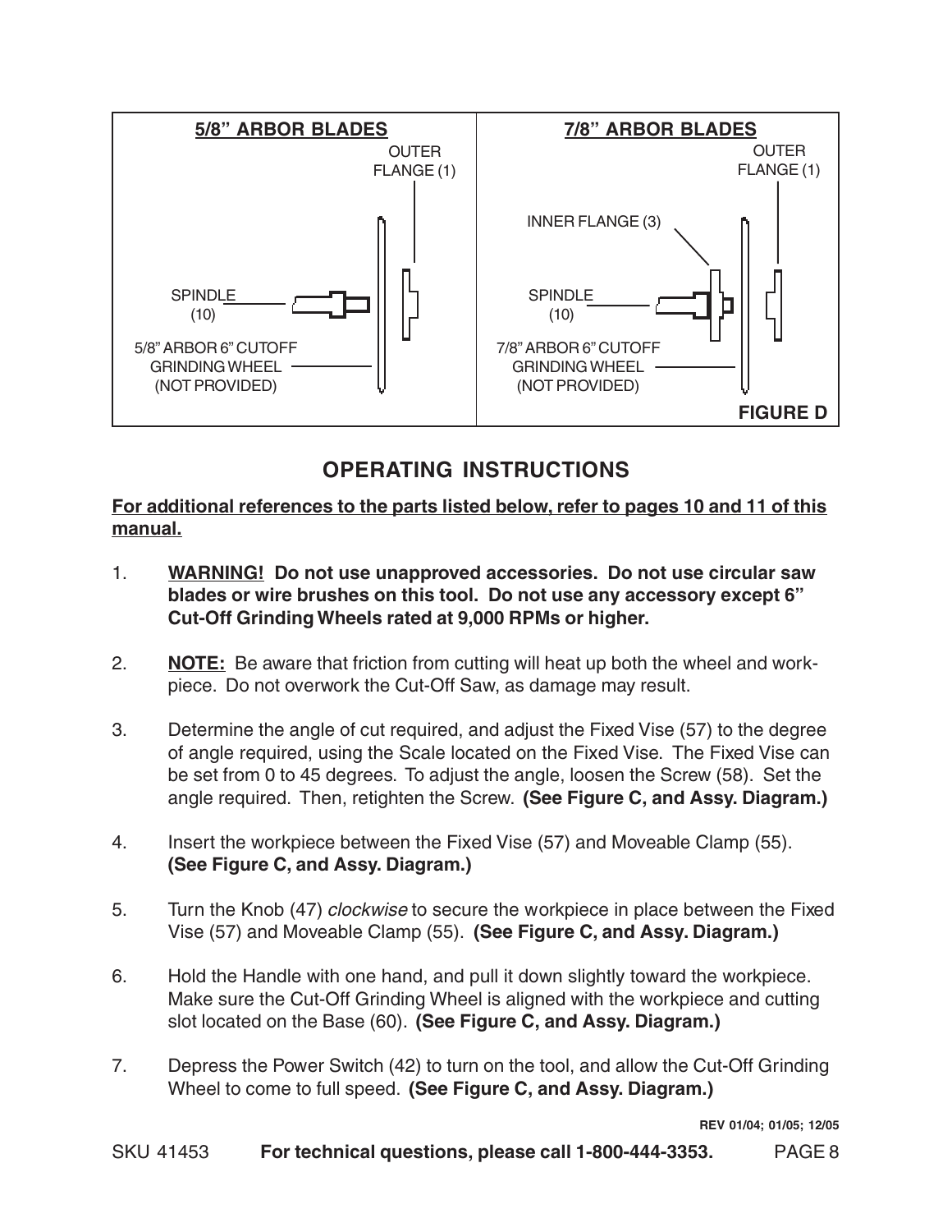**5/8" ARBOR BLADES**

OUTER FLANGE (1)

SPINDLE (10)

5/8" ARBOR 6" CUTOFF GRINDING WHEEL (NOT PROVIDED)

**7/8" ARBOR BLADES**

OUTER FLANGE (1)

INNER FLANGE (3)

SPINDLE (10)

7/8" ARBOR 6" CUTOFF GRINDING WHEEL (NOT PROVIDED)

**FIGURE D**

## OPERATING INSTRUCTIONS

**For additional references to the parts listed below, refer to pages 10 and 11 of this manual.**

1. **WARNING! Do not use unapproved accessories. Do not use circular saw blades or wire brushes on this tool. Do not use any accessory except 6" Cut-Off Grinding Wheels rated at 9,000 RPMs or higher.**

2. **NOTE:** Be aware that friction from cutting will heat up both the wheel and work-piece. Do not overwork the Cut-Off Saw, as damage may result.

3. Determine the angle of cut required, and adjust the Fixed Vise (57) to the degree of angle required, using the Scale located on the Fixed Vise. The Fixed Vise can be set from 0 to 45 degrees. To adjust the angle, loosen the Screw (58). Set the angle required. Then, retighten the Screw. **(See Figure C, and Assy. Diagram.)**

4. Insert the workpiece between the Fixed Vise (57) and Moveable Clamp (55). **(See Figure C, and Assy. Diagram.)**

5. Turn the Knob (47) *clockwise* to secure the workpiece in place between the Fixed Vise (57) and Moveable Clamp (55). **(See Figure C, and Assy. Diagram.)**

6. Hold the Handle with one hand, and pull it down slightly toward the workpiece. Make sure the Cut-Off Grinding Wheel is aligned with the workpiece and cutting slot located on the Base (60). **(See Figure C, and Assy. Diagram.)**

7. Depress the Power Switch (42) to turn on the tool, and allow the Cut-Off Grinding Wheel to come to full speed. **(See Figure C, and Assy. Diagram.)**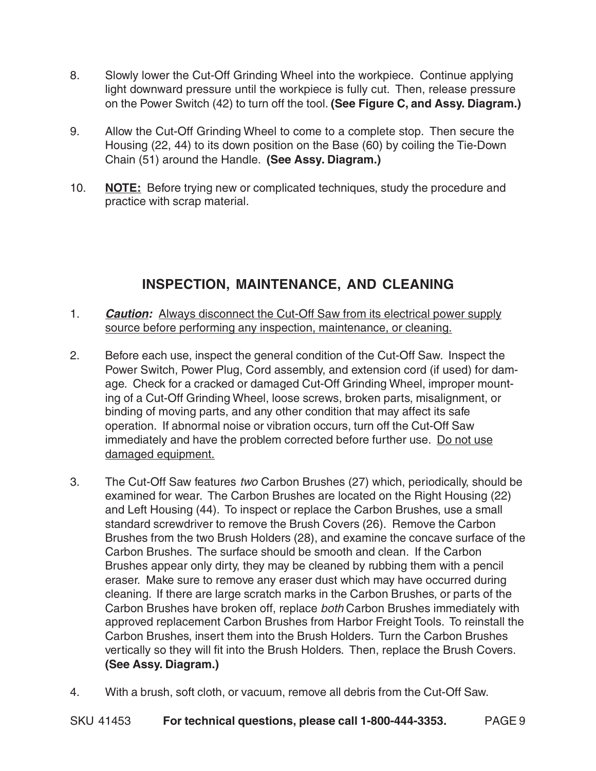8. Slowly lower the Cut-Off Grinding Wheel into the workpiece. Continue applying light downward pressure until the workpiece is fully cut. Then, release pressure on the Power Switch (42) to turn off the tool. **(See Figure C, and Assy. Diagram.)**

9. Allow the Cut-Off Grinding Wheel to come to a complete stop. Then secure the Housing (22, 44) to its down position on the Base (60) by coiling the Tie-Down Chain (51) around the Handle. **(See Assy. Diagram.)**

10. **NOTE:** Before trying new or complicated techniques, study the procedure and practice with scrap material.

## INSPECTION, MAINTENANCE, AND CLEANING

1. ***Caution:*** Always disconnect the Cut-Off Saw from its electrical power supply source before performing any inspection, maintenance, or cleaning.

2. Before each use, inspect the general condition of the Cut-Off Saw. Inspect the Power Switch, Power Plug, Cord assembly, and extension cord (if used) for damage. Check for a cracked or damaged Cut-Off Grinding Wheel, improper mounting of a Cut-Off Grinding Wheel, loose screws, broken parts, misalignment, or binding of moving parts, and any other condition that may affect its safe operation. If abnormal noise or vibration occurs, turn off the Cut-Off Saw immediately and have the problem corrected before further use. Do not use damaged equipment.

3. The Cut-Off Saw features *two* Carbon Brushes (27) which, periodically, should be examined for wear. The Carbon Brushes are located on the Right Housing (22) and Left Housing (44). To inspect or replace the Carbon Brushes, use a small standard screwdriver to remove the Brush Covers (26). Remove the Carbon Brushes from the two Brush Holders (28), and examine the concave surface of the Carbon Brushes. The surface should be smooth and clean. If the Carbon Brushes appear only dirty, they may be cleaned by rubbing them with a pencil eraser. Make sure to remove any eraser dust which may have occurred during cleaning. If there are large scratch marks in the Carbon Brushes, or parts of the Carbon Brushes have broken off, replace *both* Carbon Brushes immediately with approved replacement Carbon Brushes from Harbor Freight Tools. To reinstall the Carbon Brushes, insert them into the Brush Holders. Turn the Carbon Brushes vertically so they will fit into the Brush Holders. Then, replace the Brush Covers. **(See Assy. Diagram.)**

4. With a brush, soft cloth, or vacuum, remove all debris from the Cut-Off Saw.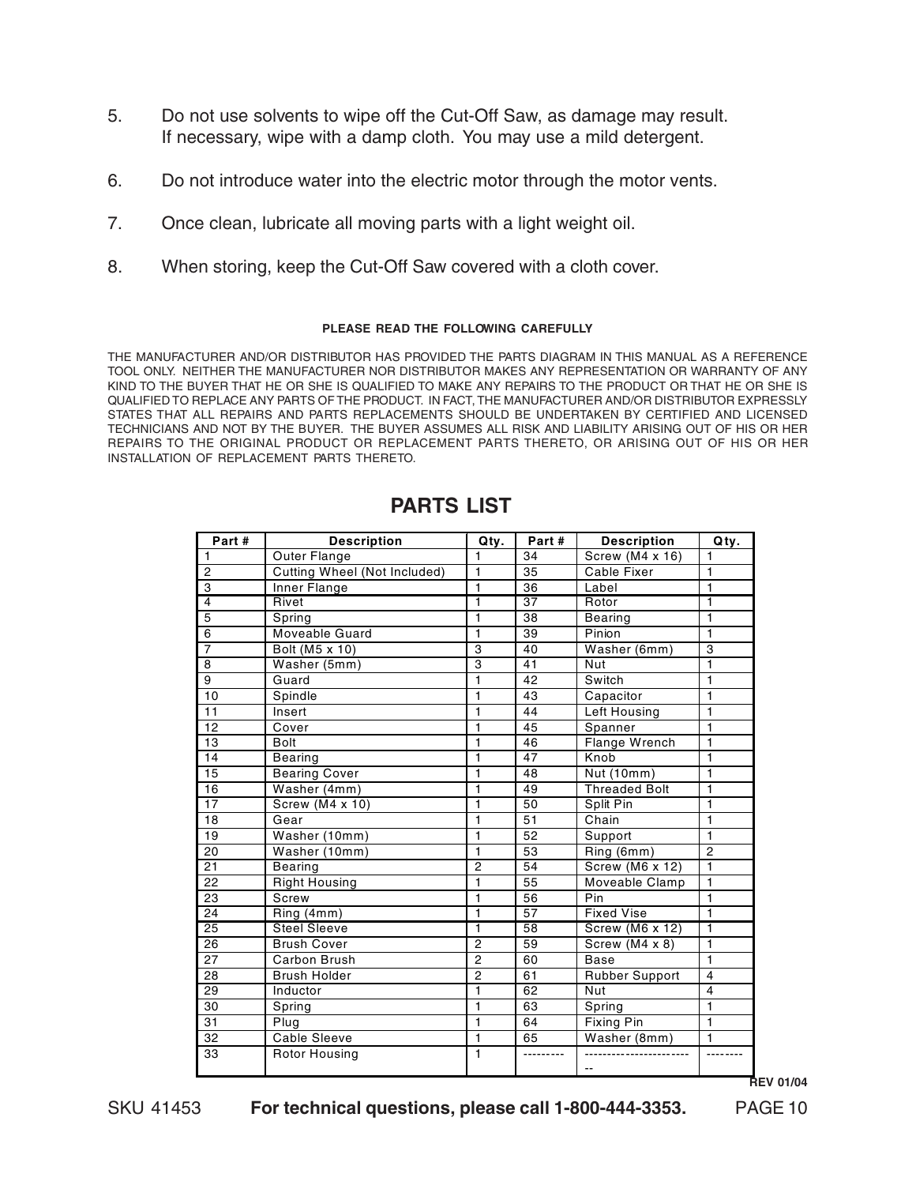5. Do not use solvents to wipe off the Cut-Off Saw, as damage may result. If necessary, wipe with a damp cloth. You may use a mild detergent.

6. Do not introduce water into the electric motor through the motor vents.

7. Once clean, lubricate all moving parts with a light weight oil.

8. When storing, keep the Cut-Off Saw covered with a cloth cover.

**PLEASE READ THE FOLLOWING CAREFULLY**

THE MANUFACTURER AND/OR DISTRIBUTOR HAS PROVIDED THE PARTS DIAGRAM IN THIS MANUAL AS A REFERENCE TOOL ONLY. NEITHER THE MANUFACTURER NOR DISTRIBUTOR MAKES ANY REPRESENTATION OR WARRANTY OF ANY KIND TO THE BUYER THAT HE OR SHE IS QUALIFIED TO MAKE ANY REPAIRS TO THE PRODUCT OR THAT HE OR SHE IS QUALIFIED TO REPLACE ANY PARTS OF THE PRODUCT. IN FACT, THE MANUFACTURER AND/OR DISTRIBUTOR EXPRESSLY STATES THAT ALL REPAIRS AND PARTS REPLACEMENTS SHOULD BE UNDERTAKEN BY CERTIFIED AND LICENSED TECHNICIANS AND NOT BY THE BUYER. THE BUYER ASSUMES ALL RISK AND LIABILITY ARISING OUT OF HIS OR HER REPAIRS TO THE ORIGINAL PRODUCT OR REPLACEMENT PARTS THERETO, OR ARISING OUT OF HIS OR HER INSTALLATION OF REPLACEMENT PARTS THERETO.

## PARTS LIST

| Part # | Description | Qty. | Part # | Description | Qty. |
|---|---|---|---|---|---|
| 1 | Outer Flange | 1 | 34 | Screw (M4 x 16) | 1 |
| 2 | Cutting Wheel (Not Included) | 1 | 35 | Cable Fixer | 1 |
| 3 | Inner Flange | 1 | 36 | Label | 1 |
| 4 | Rivet | 1 | 37 | Rotor | 1 |
| 5 | Spring | 1 | 38 | Bearing | 1 |
| 6 | Moveable Guard | 1 | 39 | Pinion | 1 |
| 7 | Bolt (M5 x 10) | 3 | 40 | Washer (6mm) | 3 |
| 8 | Washer (5mm) | 3 | 41 | Nut | 1 |
| 9 | Guard | 1 | 42 | Switch | 1 |
| 10 | Spindle | 1 | 43 | Capacitor | 1 |
| 11 | Insert | 1 | 44 | Left Housing | 1 |
| 12 | Cover | 1 | 45 | Spanner | 1 |
| 13 | Bolt | 1 | 46 | Flange Wrench | 1 |
| 14 | Bearing | 1 | 47 | Knob | 1 |
| 15 | Bearing Cover | 1 | 48 | Nut (10mm) | 1 |
| 16 | Washer (4mm) | 1 | 49 | Threaded Bolt | 1 |
| 17 | Screw (M4 x 10) | 1 | 50 | Split Pin | 1 |
| 18 | Gear | 1 | 51 | Chain | 1 |
| 19 | Washer (10mm) | 1 | 52 | Support | 1 |
| 20 | Washer (10mm) | 1 | 53 | Ring (6mm) | 2 |
| 21 | Bearing | 2 | 54 | Screw (M6 x 12) | 1 |
| 22 | Right Housing | 1 | 55 | Moveable Clamp | 1 |
| 23 | Screw | 1 | 56 | Pin | 1 |
| 24 | Ring (4mm) | 1 | 57 | Fixed Vise | 1 |
| 25 | Steel Sleeve | 1 | 58 | Screw (M6 x 12) | 1 |
| 26 | Brush Cover | 2 | 59 | Screw (M4 x 8) | 1 |
| 27 | Carbon Brush | 2 | 60 | Base | 1 |
| 28 | Brush Holder | 2 | 61 | Rubber Support | 4 |
| 29 | Inductor | 1 | 62 | Nut | 4 |
| 30 | Spring | 1 | 63 | Spring | 1 |
| 31 | Plug | 1 | 64 | Fixing Pin | 1 |
| 32 | Cable Sleeve | 1 | 65 | Washer (8mm) | 1 |
| 33 | Rotor Housing | 1 | --------- | ------------------------- | -------- |

REV 01/04

SKU 41453 **For technical questions, please call 1-800-444-3353.**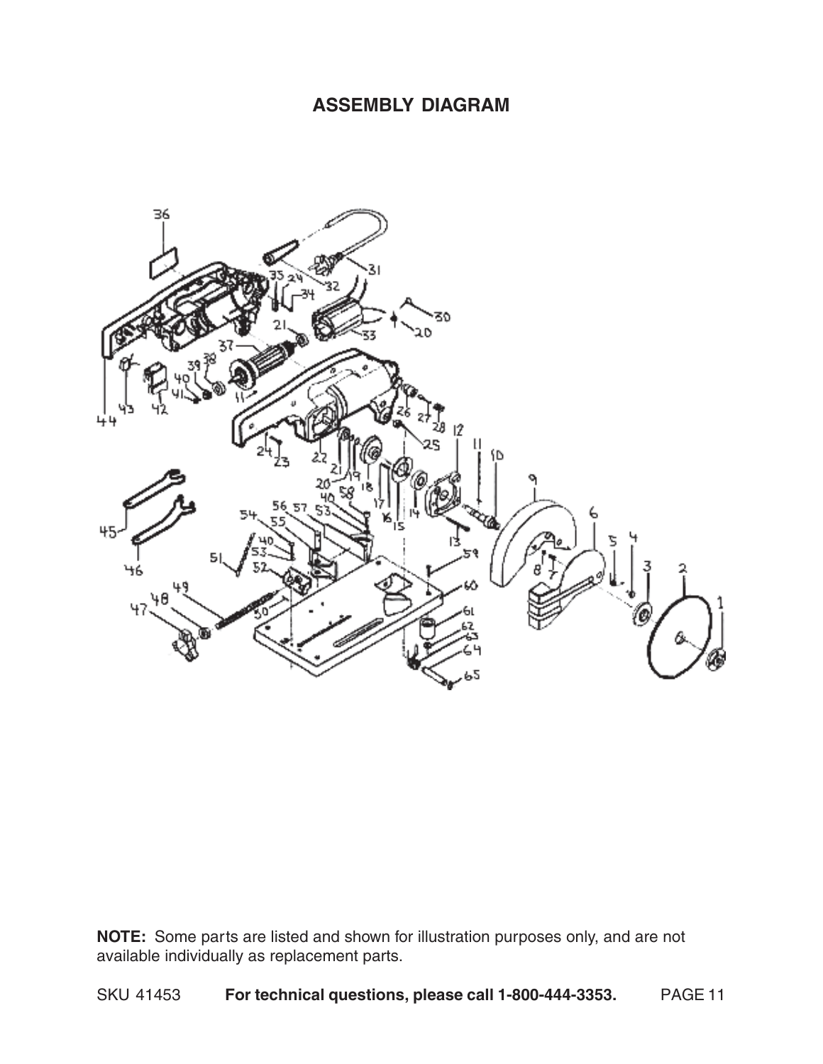# ASSEMBLY DIAGRAM

**NOTE:** Some parts are listed and shown for illustration purposes only, and are not available individually as replacement parts.

SKU 41453 **For technical questions, please call 1-800-444-3353.**